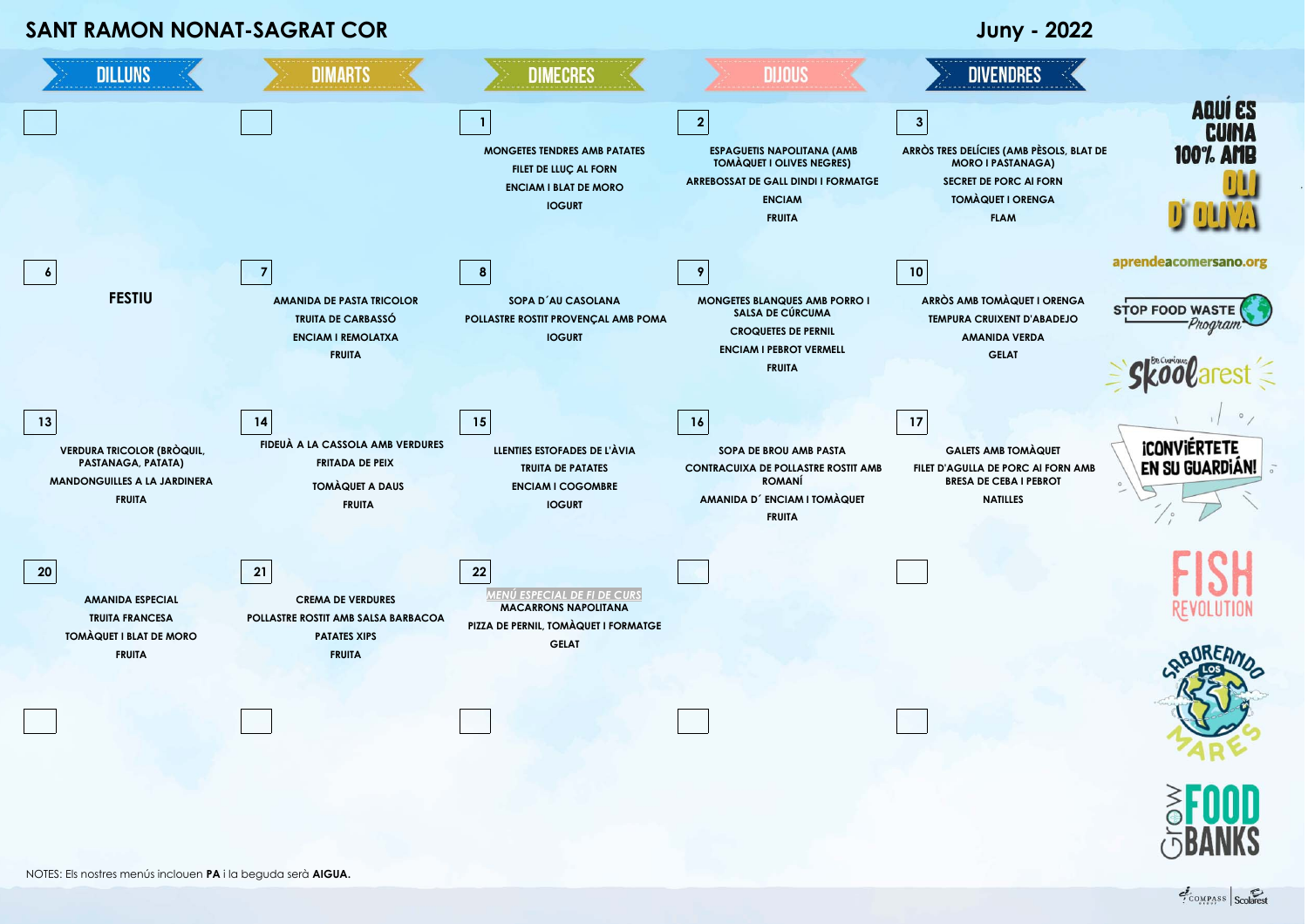# SANT RAMON NONAT-SAGRAT COR

## Juny - 2022

| DILLUNS | DIMARTS | DIMECRES | DIJOUS | DIVENDRES |
|---|---|---|---|---|
| | | **1**<br>MONGETES TENDRES AMB PATATES<br>FILET DE LLUÇ AL FORN<br>ENCIAM I BLAT DE MORO<br>IOGURT | **2**<br>ESPAGUETIS NAPOLITANA (AMB TOMÀQUET I OLIVES NEGRES)<br>ARREBOSSAT DE GALL DINDI I FORMATGE<br>ENCIAM<br>FRUITA | **3**<br>ARRÒS TRES DELÍCIES (AMB PÈSOLS, BLAT DE MORO I PASTANAGA)<br>SECRET DE PORC AI FORN<br>TOMÀQUET I ORENGA<br>FLAM |
| **6**<br>FESTIU | **7**<br>AMANIDA DE PASTA TRICOLOR<br>TRUITA DE CARBASSÓ<br>ENCIAM I REMOLATXA<br>FRUITA | **8**<br>SOPA D´AU CASOLANA<br>POLLASTRE ROSTIT PROVENÇAL AMB POMA<br>IOGURT | **9**<br>MONGETES BLANQUES AMB PORRO I SALSA DE CÚRCUMA<br>CROQUETES DE PERNIL<br>ENCIAM I PEBROT VERMELL<br>FRUITA | **10**<br>ARRÒS AMB TOMÀQUET I ORENGA<br>TEMPURA CRUIXENT D'ABADEJO<br>AMANIDA VERDA<br>GELAT |
| **13**<br>VERDURA TRICOLOR (BRÒQUIL, PASTANAGA, PATATA)<br>MANDONGUILLES A LA JARDINERA<br>FRUITA | **14**<br>FIDEUÀ A LA CASSOLA AMB VERDURES<br>FRITADA DE PEIX<br>TOMÀQUET A DAUS<br>FRUITA | **15**<br>LLENTIES ESTOFADES DE L'ÀVIA<br>TRUITA DE PATATES<br>ENCIAM I COGOMBRE<br>IOGURT | **16**<br>SOPA DE BROU AMB PASTA<br>CONTRACUIXA DE POLLASTRE ROSTIT AMB ROMANÍ<br>AMANIDA D´ ENCIAM I TOMÀQUET<br>FRUITA | **17**<br>GALETS AMB TOMÀQUET<br>FILET D'AGULLA DE PORC AI FORN AMB BRESA DE CEBA I PEBROT<br>NATILLES |
| **20**<br>AMANIDA ESPECIAL<br>TRUITA FRANCESA<br>TOMÀQUET I BLAT DE MORO<br>FRUITA | **21**<br>CREMA DE VERDURES<br>POLLASTRE ROSTIT AMB SALSA BARBACOA<br>PATATES XIPS<br>FRUITA | **22**<br>*MENÚ ESPECIAL DE FI DE CURS*<br>MACARRONS NAPOLITANA<br>PIZZA DE PERNIL, TOMÀQUET I FORMATGE<br>GELAT | | |

AQUÍ ES CUINA 100% AMB OLI D' OLIVA

aprendeacomersano.org

STOP FOOD WASTE Program

Skoolarest

¡CONVIÉRTETE EN SU GUARDIÁN!

FISH REVOLUTION

SABOREANDO LOS MARES

Grow FOOD BANKS

NOTES: Els nostres menús inclouen **PA** i la beguda serà **AIGUA.**

COMPASS GROUP | Scolarest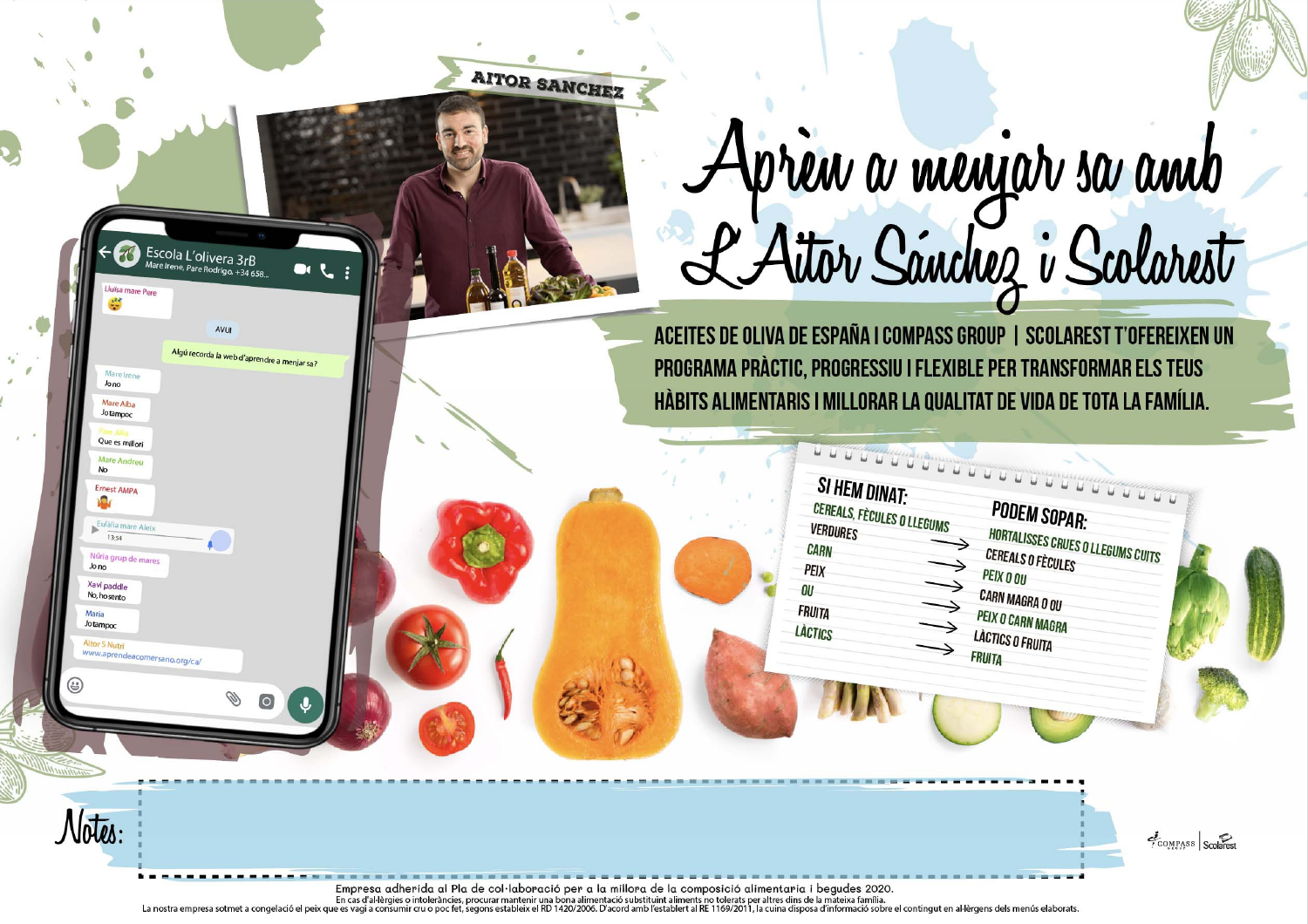AITOR SANCHEZ

# Aprèn a menjar sa amb L'Aitor Sánchez i Scolarest

**ACEITES DE OLIVA DE ESPAÑA I COMPASS GROUP | SCOLAREST T'OFEREIXEN UN PROGRAMA PRÀCTIC, PROGRESSIU I FLEXIBLE PER TRANSFORMAR ELS TEUS HÀBITS ALIMENTARIS I MILLORAR LA QUALITAT DE VIDA DE TOTA LA FAMÍLIA.**

Escola L'olivera 3rB
Mare Irene, Pare Rodrigo, +34 658...

Lluïsa mare Pere

AVUI

Algú recorda la web d'aprendre a menjar sa?

Mare Irene
Jo no

Mare Alba
Jo tampoc

Pare Júlia
Que es millor

Mare Andreu
No

Ernest AMPA

Eulàlia mare Aleix
13:54

Núria grup de mares
Jo no

Xavi paddle
No, ho sento

Maria
Jo tampoc

Aitor S Nutri
www.aprendeacomersano.org/ca/

| SI HEM DINAT: | | PODEM SOPAR: |
|---|---|---|
| CEREALS, FÈCULES O LLEGUMS | → | HORTALISSES CRUES O LLEGUMS CUITS |
| VERDURES | → | CEREALS O FÈCULES |
| CARN | → | PEIX O OU |
| PEIX | → | CARN MAGRA O OU |
| OU | → | PEIX O CARN MAGRA |
| FRUITA | → | LÀCTICS O FRUITA |
| LÀCTICS | → | FRUITA |

Notes:

COMPASS | Scolarest

Empresa adherida al Pla de col·laboració per a la millora de la composició alimentaria i begudes 2020.

En cas d'al·lèrgies o intoleràncies, procurar mantenir una bona alimentació substituint aliments no tolerats per altres dins de la mateixa família.

La nostra empresa sotmet a congelació el peix que es vagi a consumir cru o poc fet, segons estableix el RD 1420/2006. D'acord amb l'establert al RE 1169/2011, la cuina disposa d'informació sobre el contingut en al·lèrgens dels menús elaborats.